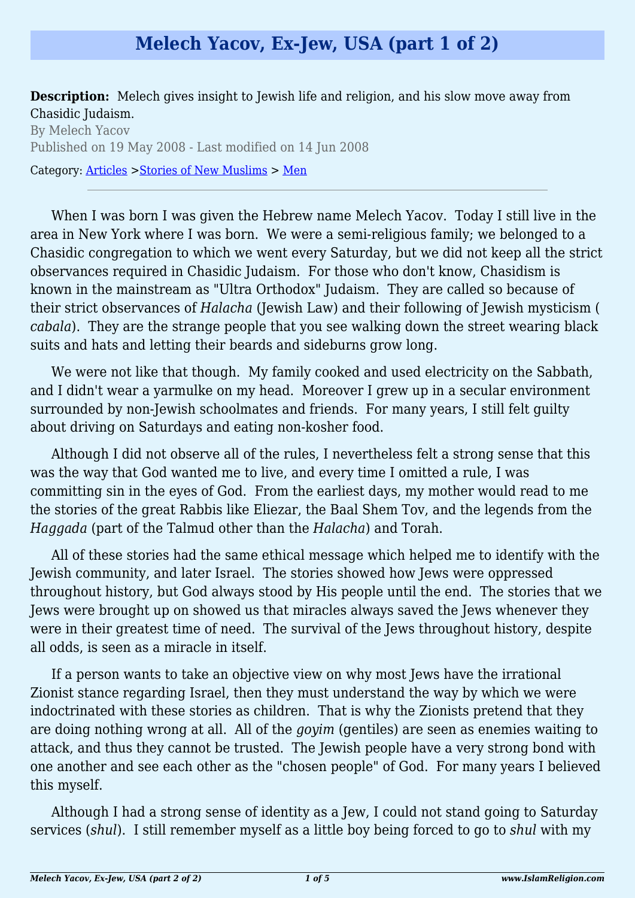# Melech Yacov, Ex-Jew, USA (part 1 of 2)

**Description:** Melech gives insight to Jewish life and religion, and his slow move away from Chasidic Judaism.

By Melech Yacov

Published on 19 May 2008 - Last modified on 14 Jun 2008

Category: Articles >Stories of New Muslims > Men

---

When I was born I was given the Hebrew name Melech Yacov. Today I still live in the area in New York where I was born. We were a semi-religious family; we belonged to a Chasidic congregation to which we went every Saturday, but we did not keep all the strict observances required in Chasidic Judaism. For those who don't know, Chasidism is known in the mainstream as "Ultra Orthodox" Judaism. They are called so because of their strict observances of *Halacha* (Jewish Law) and their following of Jewish mysticism (*cabala*). They are the strange people that you see walking down the street wearing black suits and hats and letting their beards and sideburns grow long.

We were not like that though. My family cooked and used electricity on the Sabbath, and I didn't wear a yarmulke on my head. Moreover I grew up in a secular environment surrounded by non-Jewish schoolmates and friends. For many years, I still felt guilty about driving on Saturdays and eating non-kosher food.

Although I did not observe all of the rules, I nevertheless felt a strong sense that this was the way that God wanted me to live, and every time I omitted a rule, I was committing sin in the eyes of God. From the earliest days, my mother would read to me the stories of the great Rabbis like Eliezar, the Baal Shem Tov, and the legends from the *Haggada* (part of the Talmud other than the *Halacha*) and Torah.

All of these stories had the same ethical message which helped me to identify with the Jewish community, and later Israel. The stories showed how Jews were oppressed throughout history, but God always stood by His people until the end. The stories that we Jews were brought up on showed us that miracles always saved the Jews whenever they were in their greatest time of need. The survival of the Jews throughout history, despite all odds, is seen as a miracle in itself.

If a person wants to take an objective view on why most Jews have the irrational Zionist stance regarding Israel, then they must understand the way by which we were indoctrinated with these stories as children. That is why the Zionists pretend that they are doing nothing wrong at all. All of the *goyim* (gentiles) are seen as enemies waiting to attack, and thus they cannot be trusted. The Jewish people have a very strong bond with one another and see each other as the "chosen people" of God. For many years I believed this myself.

Although I had a strong sense of identity as a Jew, I could not stand going to Saturday services (*shul*). I still remember myself as a little boy being forced to go to *shul* with my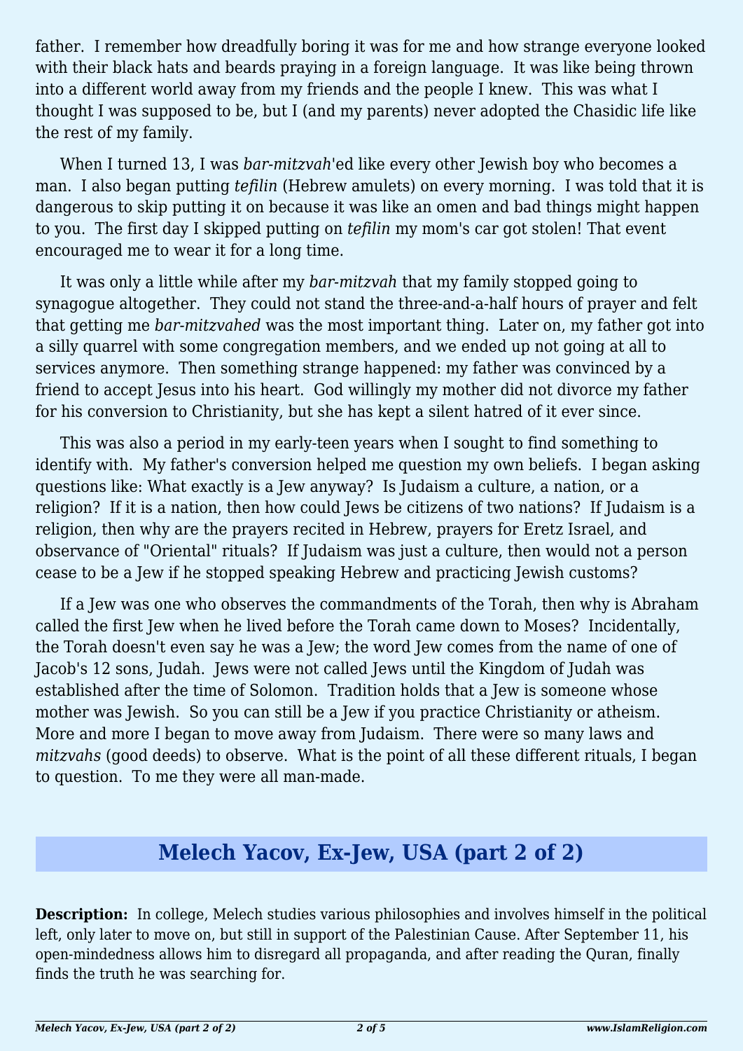father. I remember how dreadfully boring it was for me and how strange everyone looked with their black hats and beards praying in a foreign language. It was like being thrown into a different world away from my friends and the people I knew. This was what I thought I was supposed to be, but I (and my parents) never adopted the Chasidic life like the rest of my family.

When I turned 13, I was *bar-mitzvah*'ed like every other Jewish boy who becomes a man. I also began putting *tefilin* (Hebrew amulets) on every morning. I was told that it is dangerous to skip putting it on because it was like an omen and bad things might happen to you. The first day I skipped putting on *tefilin* my mom's car got stolen! That event encouraged me to wear it for a long time.

It was only a little while after my *bar-mitzvah* that my family stopped going to synagogue altogether. They could not stand the three-and-a-half hours of prayer and felt that getting me *bar-mitzvahed* was the most important thing. Later on, my father got into a silly quarrel with some congregation members, and we ended up not going at all to services anymore. Then something strange happened: my father was convinced by a friend to accept Jesus into his heart. God willingly my mother did not divorce my father for his conversion to Christianity, but she has kept a silent hatred of it ever since.

This was also a period in my early-teen years when I sought to find something to identify with. My father's conversion helped me question my own beliefs. I began asking questions like: What exactly is a Jew anyway? Is Judaism a culture, a nation, or a religion? If it is a nation, then how could Jews be citizens of two nations? If Judaism is a religion, then why are the prayers recited in Hebrew, prayers for Eretz Israel, and observance of "Oriental" rituals? If Judaism was just a culture, then would not a person cease to be a Jew if he stopped speaking Hebrew and practicing Jewish customs?

If a Jew was one who observes the commandments of the Torah, then why is Abraham called the first Jew when he lived before the Torah came down to Moses? Incidentally, the Torah doesn't even say he was a Jew; the word Jew comes from the name of one of Jacob's 12 sons, Judah. Jews were not called Jews until the Kingdom of Judah was established after the time of Solomon. Tradition holds that a Jew is someone whose mother was Jewish. So you can still be a Jew if you practice Christianity or atheism. More and more I began to move away from Judaism. There were so many laws and *mitzvahs* (good deeds) to observe. What is the point of all these different rituals, I began to question. To me they were all man-made.

## Melech Yacov, Ex-Jew, USA (part 2 of 2)

**Description:** In college, Melech studies various philosophies and involves himself in the political left, only later to move on, but still in support of the Palestinian Cause. After September 11, his open-mindedness allows him to disregard all propaganda, and after reading the Quran, finally finds the truth he was searching for.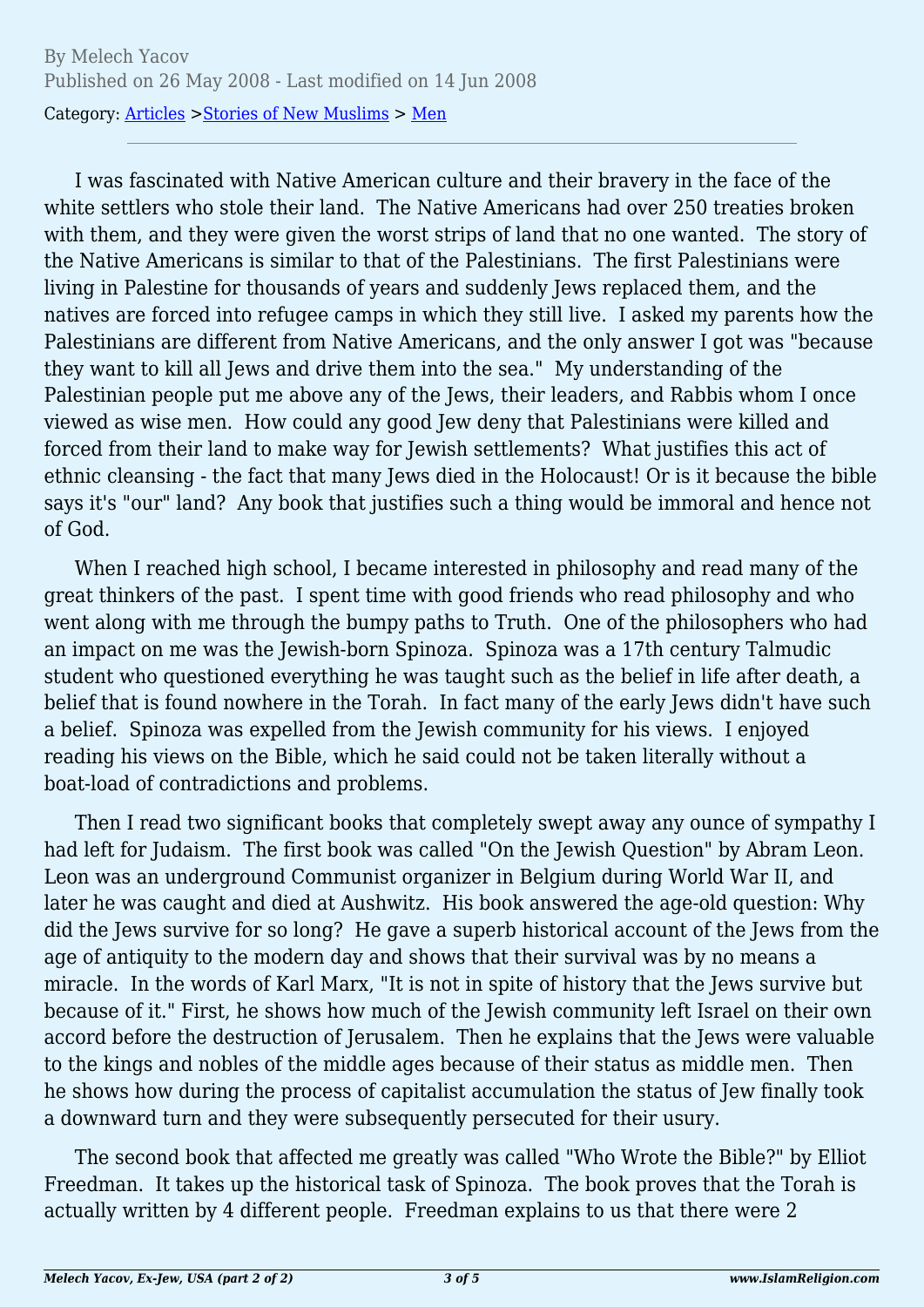By Melech Yacov
Published on 26 May 2008 - Last modified on 14 Jun 2008

Category: [Articles](#) >[Stories of New Muslims](#) > [Men](#)

---

I was fascinated with Native American culture and their bravery in the face of the white settlers who stole their land. The Native Americans had over 250 treaties broken with them, and they were given the worst strips of land that no one wanted. The story of the Native Americans is similar to that of the Palestinians. The first Palestinians were living in Palestine for thousands of years and suddenly Jews replaced them, and the natives are forced into refugee camps in which they still live. I asked my parents how the Palestinians are different from Native Americans, and the only answer I got was "because they want to kill all Jews and drive them into the sea." My understanding of the Palestinian people put me above any of the Jews, their leaders, and Rabbis whom I once viewed as wise men. How could any good Jew deny that Palestinians were killed and forced from their land to make way for Jewish settlements? What justifies this act of ethnic cleansing - the fact that many Jews died in the Holocaust! Or is it because the bible says it's "our" land? Any book that justifies such a thing would be immoral and hence not of God.

When I reached high school, I became interested in philosophy and read many of the great thinkers of the past. I spent time with good friends who read philosophy and who went along with me through the bumpy paths to Truth. One of the philosophers who had an impact on me was the Jewish-born Spinoza. Spinoza was a 17th century Talmudic student who questioned everything he was taught such as the belief in life after death, a belief that is found nowhere in the Torah. In fact many of the early Jews didn't have such a belief. Spinoza was expelled from the Jewish community for his views. I enjoyed reading his views on the Bible, which he said could not be taken literally without a boat-load of contradictions and problems.

Then I read two significant books that completely swept away any ounce of sympathy I had left for Judaism. The first book was called "On the Jewish Question" by Abram Leon. Leon was an underground Communist organizer in Belgium during World War II, and later he was caught and died at Aushwitz. His book answered the age-old question: Why did the Jews survive for so long? He gave a superb historical account of the Jews from the age of antiquity to the modern day and shows that their survival was by no means a miracle. In the words of Karl Marx, "It is not in spite of history that the Jews survive but because of it." First, he shows how much of the Jewish community left Israel on their own accord before the destruction of Jerusalem. Then he explains that the Jews were valuable to the kings and nobles of the middle ages because of their status as middle men. Then he shows how during the process of capitalist accumulation the status of Jew finally took a downward turn and they were subsequently persecuted for their usury.

The second book that affected me greatly was called "Who Wrote the Bible?" by Elliot Freedman. It takes up the historical task of Spinoza. The book proves that the Torah is actually written by 4 different people. Freedman explains to us that there were 2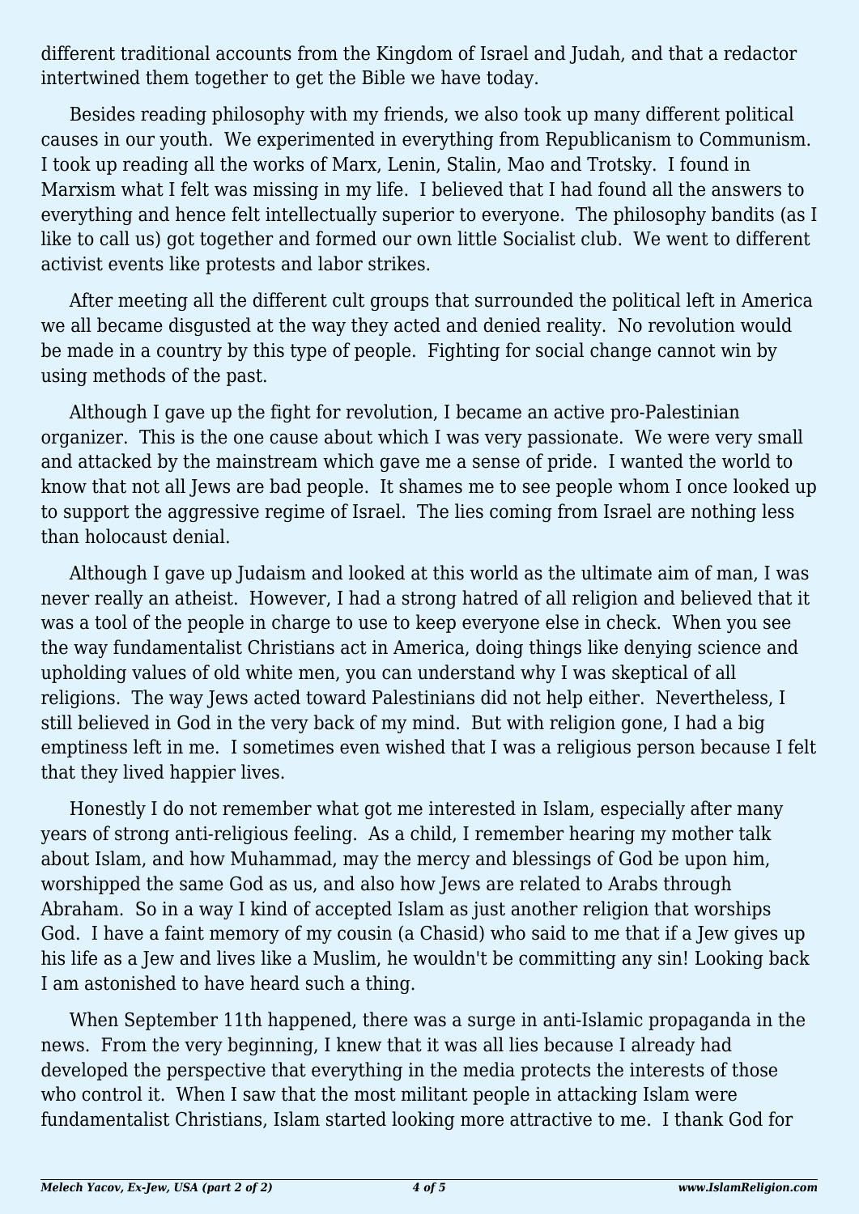different traditional accounts from the Kingdom of Israel and Judah, and that a redactor intertwined them together to get the Bible we have today.

Besides reading philosophy with my friends, we also took up many different political causes in our youth. We experimented in everything from Republicanism to Communism. I took up reading all the works of Marx, Lenin, Stalin, Mao and Trotsky. I found in Marxism what I felt was missing in my life. I believed that I had found all the answers to everything and hence felt intellectually superior to everyone. The philosophy bandits (as I like to call us) got together and formed our own little Socialist club. We went to different activist events like protests and labor strikes.

After meeting all the different cult groups that surrounded the political left in America we all became disgusted at the way they acted and denied reality. No revolution would be made in a country by this type of people. Fighting for social change cannot win by using methods of the past.

Although I gave up the fight for revolution, I became an active pro-Palestinian organizer. This is the one cause about which I was very passionate. We were very small and attacked by the mainstream which gave me a sense of pride. I wanted the world to know that not all Jews are bad people. It shames me to see people whom I once looked up to support the aggressive regime of Israel. The lies coming from Israel are nothing less than holocaust denial.

Although I gave up Judaism and looked at this world as the ultimate aim of man, I was never really an atheist. However, I had a strong hatred of all religion and believed that it was a tool of the people in charge to use to keep everyone else in check. When you see the way fundamentalist Christians act in America, doing things like denying science and upholding values of old white men, you can understand why I was skeptical of all religions. The way Jews acted toward Palestinians did not help either. Nevertheless, I still believed in God in the very back of my mind. But with religion gone, I had a big emptiness left in me. I sometimes even wished that I was a religious person because I felt that they lived happier lives.

Honestly I do not remember what got me interested in Islam, especially after many years of strong anti-religious feeling. As a child, I remember hearing my mother talk about Islam, and how Muhammad, may the mercy and blessings of God be upon him, worshipped the same God as us, and also how Jews are related to Arabs through Abraham. So in a way I kind of accepted Islam as just another religion that worships God. I have a faint memory of my cousin (a Chasid) who said to me that if a Jew gives up his life as a Jew and lives like a Muslim, he wouldn't be committing any sin! Looking back I am astonished to have heard such a thing.

When September 11th happened, there was a surge in anti-Islamic propaganda in the news. From the very beginning, I knew that it was all lies because I already had developed the perspective that everything in the media protects the interests of those who control it. When I saw that the most militant people in attacking Islam were fundamentalist Christians, Islam started looking more attractive to me. I thank God for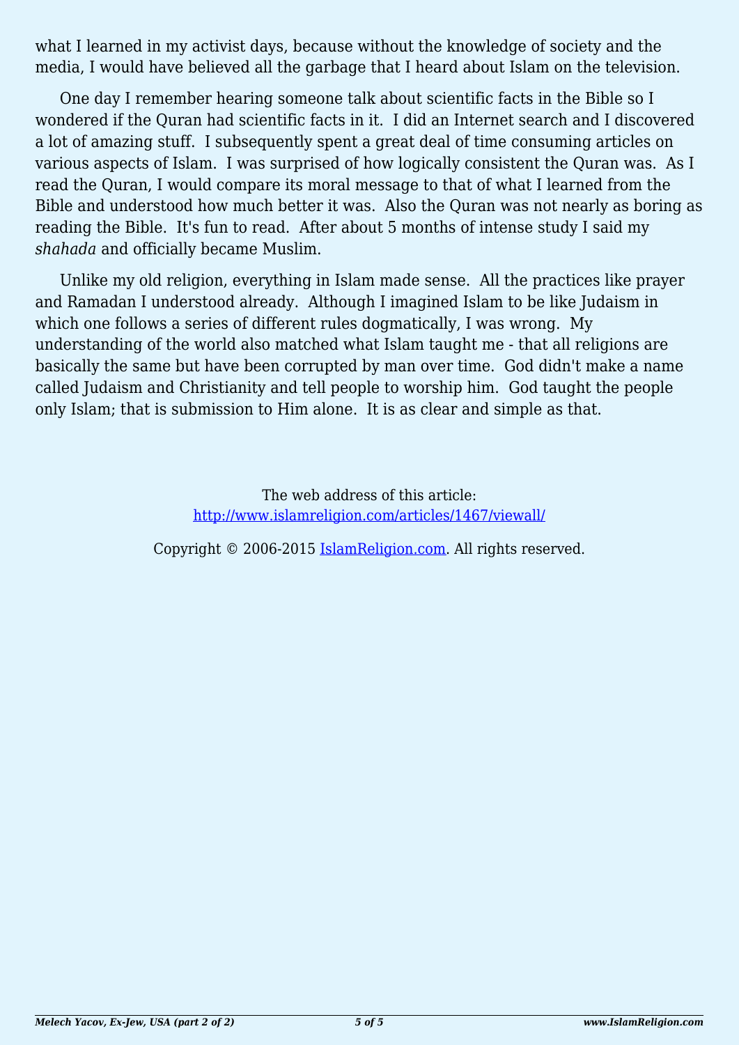what I learned in my activist days, because without the knowledge of society and the media, I would have believed all the garbage that I heard about Islam on the television.

One day I remember hearing someone talk about scientific facts in the Bible so I wondered if the Quran had scientific facts in it. I did an Internet search and I discovered a lot of amazing stuff. I subsequently spent a great deal of time consuming articles on various aspects of Islam. I was surprised of how logically consistent the Quran was. As I read the Quran, I would compare its moral message to that of what I learned from the Bible and understood how much better it was. Also the Quran was not nearly as boring as reading the Bible. It's fun to read. After about 5 months of intense study I said my *shahada* and officially became Muslim.

Unlike my old religion, everything in Islam made sense. All the practices like prayer and Ramadan I understood already. Although I imagined Islam to be like Judaism in which one follows a series of different rules dogmatically, I was wrong. My understanding of the world also matched what Islam taught me - that all religions are basically the same but have been corrupted by man over time. God didn't make a name called Judaism and Christianity and tell people to worship him. God taught the people only Islam; that is submission to Him alone. It is as clear and simple as that.

The web address of this article:
[http://www.islamreligion.com/articles/1467/viewall/](http://www.islamreligion.com/articles/1467/viewall/)

Copyright © 2006-2015 [IslamReligion.com](http://www.islamreligion.com). All rights reserved.